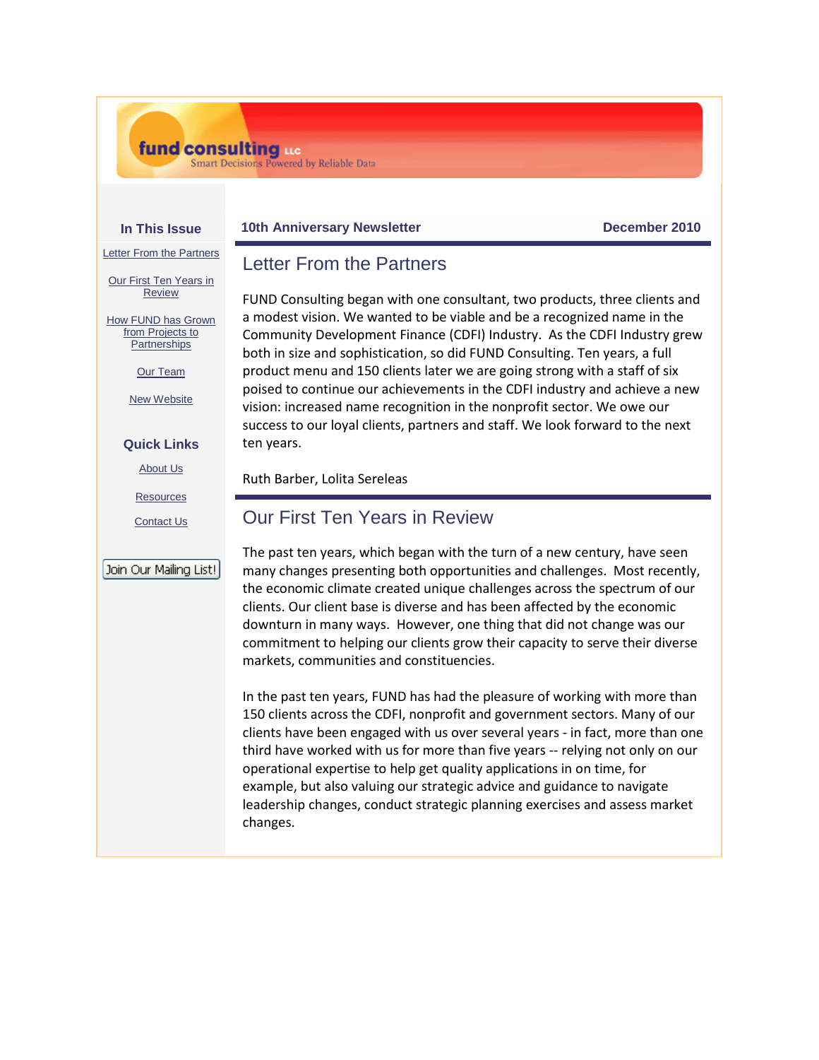fund consulting LLC
Smart Decisions Powered by Reliable Data

**In This Issue**

Letter From the Partners

Our First Ten Years in Review

How FUND has Grown from Projects to Partnerships

Our Team

New Website

**Quick Links**

About Us

Resources

Contact Us

Join Our Mailing List!

**10th Anniversary Newsletter** **December 2010**

## Letter From the Partners

FUND Consulting began with one consultant, two products, three clients and a modest vision. We wanted to be viable and be a recognized name in the Community Development Finance (CDFI) Industry. As the CDFI Industry grew both in size and sophistication, so did FUND Consulting. Ten years, a full product menu and 150 clients later we are going strong with a staff of six poised to continue our achievements in the CDFI industry and achieve a new vision: increased name recognition in the nonprofit sector. We owe our success to our loyal clients, partners and staff. We look forward to the next ten years.

Ruth Barber, Lolita Sereleas

## Our First Ten Years in Review

The past ten years, which began with the turn of a new century, have seen many changes presenting both opportunities and challenges. Most recently, the economic climate created unique challenges across the spectrum of our clients. Our client base is diverse and has been affected by the economic downturn in many ways. However, one thing that did not change was our commitment to helping our clients grow their capacity to serve their diverse markets, communities and constituencies.

In the past ten years, FUND has had the pleasure of working with more than 150 clients across the CDFI, nonprofit and government sectors. Many of our clients have been engaged with us over several years - in fact, more than one third have worked with us for more than five years -- relying not only on our operational expertise to help get quality applications in on time, for example, but also valuing our strategic advice and guidance to navigate leadership changes, conduct strategic planning exercises and assess market changes.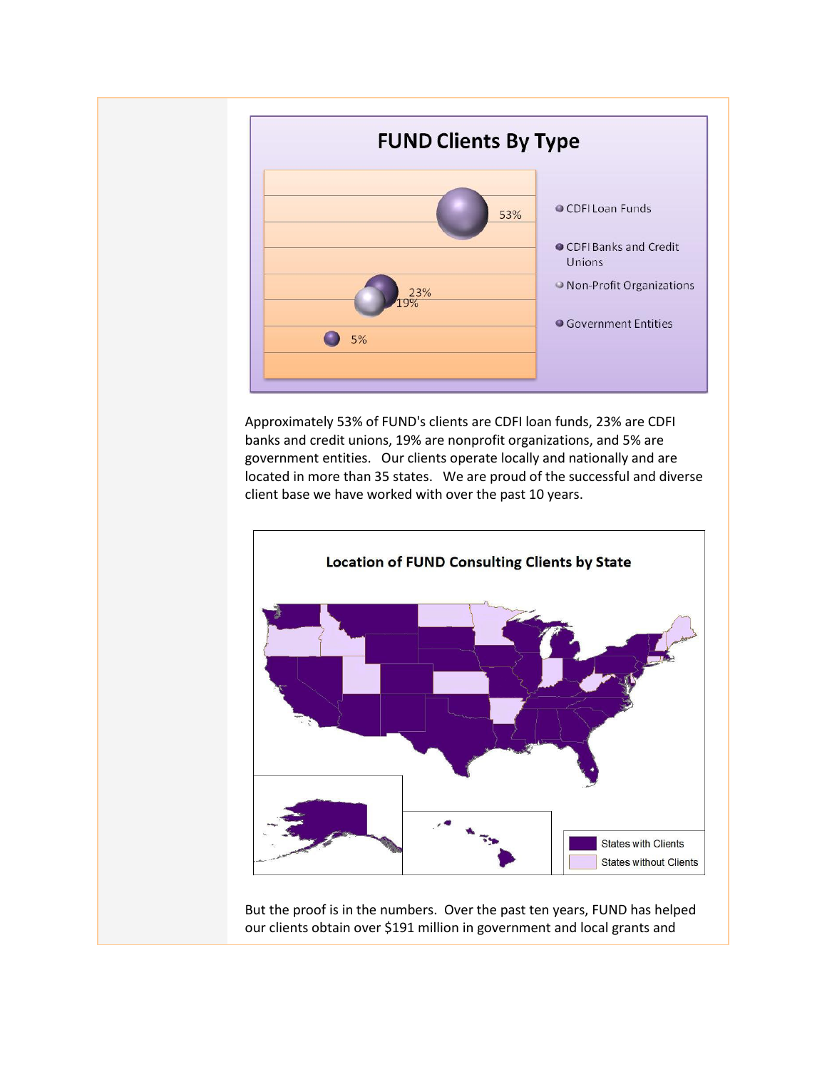**FUND Clients By Type**

- CDFI Loan Funds — 53%
- CDFI Banks and Credit Unions — 23%
- Non-Profit Organizations — 19%
- Government Entities — 5%

Approximately 53% of FUND's clients are CDFI loan funds, 23% are CDFI banks and credit unions, 19% are nonprofit organizations, and 5% are government entities. Our clients operate locally and nationally and are located in more than 35 states. We are proud of the successful and diverse client base we have worked with over the past 10 years.

**Location of FUND Consulting Clients by State**

- States with Clients
- States without Clients

But the proof is in the numbers. Over the past ten years, FUND has helped our clients obtain over $191 million in government and local grants and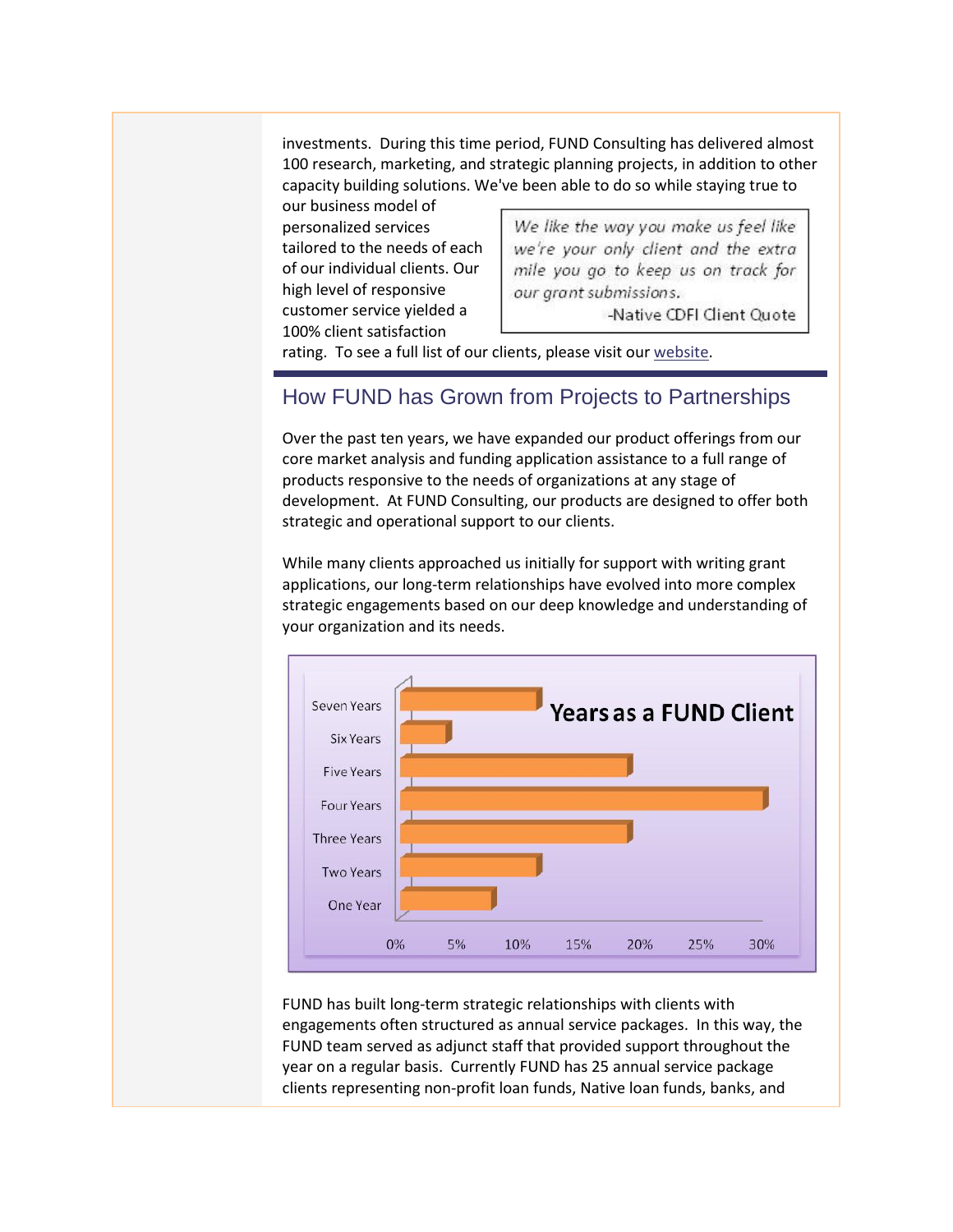investments. During this time period, FUND Consulting has delivered almost 100 research, marketing, and strategic planning projects, in addition to other capacity building solutions. We've been able to do so while staying true to our business model of personalized services tailored to the needs of each of our individual clients. Our high level of responsive customer service yielded a 100% client satisfaction rating. To see a full list of our clients, please visit our website.

> *We like the way you make us feel like we're your only client and the extra mile you go to keep us on track for our grant submissions.*
>
> -Native CDFI Client Quote

## How FUND has Grown from Projects to Partnerships

Over the past ten years, we have expanded our product offerings from our core market analysis and funding application assistance to a full range of products responsive to the needs of organizations at any stage of development. At FUND Consulting, our products are designed to offer both strategic and operational support to our clients.

While many clients approached us initially for support with writing grant applications, our long-term relationships have evolved into more complex strategic engagements based on our deep knowledge and understanding of your organization and its needs.

**Years as a FUND Client**

| Years | Approx. % of Clients |
|---|---|
| Seven Years | ~11% |
| Six Years | ~4% |
| Five Years | ~19% |
| Four Years | ~30% |
| Three Years | ~19% |
| Two Years | ~11% |
| One Year | ~7% |

FUND has built long-term strategic relationships with clients with engagements often structured as annual service packages. In this way, the FUND team served as adjunct staff that provided support throughout the year on a regular basis. Currently FUND has 25 annual service package clients representing non-profit loan funds, Native loan funds, banks, and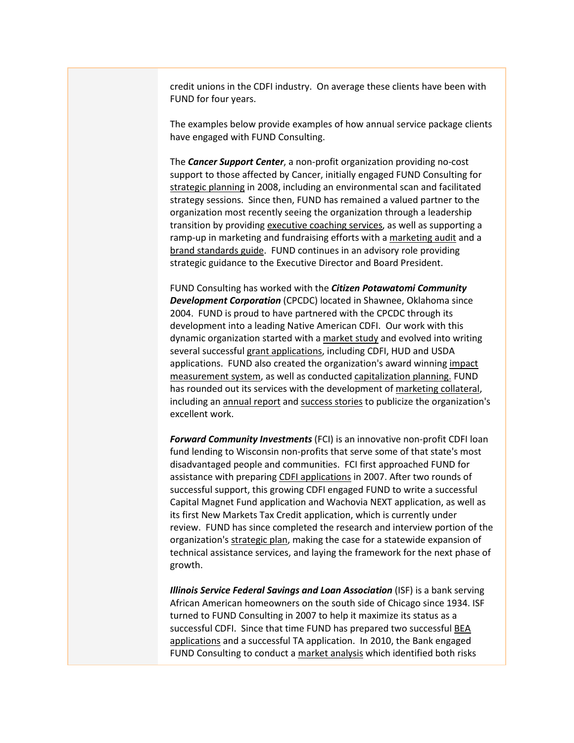credit unions in the CDFI industry. On average these clients have been with FUND for four years.

The examples below provide examples of how annual service package clients have engaged with FUND Consulting.

The ***Cancer Support Center***, a non-profit organization providing no-cost support to those affected by Cancer, initially engaged FUND Consulting for strategic planning in 2008, including an environmental scan and facilitated strategy sessions. Since then, FUND has remained a valued partner to the organization most recently seeing the organization through a leadership transition by providing executive coaching services, as well as supporting a ramp-up in marketing and fundraising efforts with a marketing audit and a brand standards guide. FUND continues in an advisory role providing strategic guidance to the Executive Director and Board President.

FUND Consulting has worked with the ***Citizen Potawatomi Community Development Corporation*** (CPCDC) located in Shawnee, Oklahoma since 2004. FUND is proud to have partnered with the CPCDC through its development into a leading Native American CDFI. Our work with this dynamic organization started with a market study and evolved into writing several successful grant applications, including CDFI, HUD and USDA applications. FUND also created the organization's award winning impact measurement system, as well as conducted capitalization planning. FUND has rounded out its services with the development of marketing collateral, including an annual report and success stories to publicize the organization's excellent work.

***Forward Community Investments*** (FCI) is an innovative non-profit CDFI loan fund lending to Wisconsin non-profits that serve some of that state's most disadvantaged people and communities. FCI first approached FUND for assistance with preparing CDFI applications in 2007. After two rounds of successful support, this growing CDFI engaged FUND to write a successful Capital Magnet Fund application and Wachovia NEXT application, as well as its first New Markets Tax Credit application, which is currently under review. FUND has since completed the research and interview portion of the organization's strategic plan, making the case for a statewide expansion of technical assistance services, and laying the framework for the next phase of growth.

***Illinois Service Federal Savings and Loan Association*** (ISF) is a bank serving African American homeowners on the south side of Chicago since 1934. ISF turned to FUND Consulting in 2007 to help it maximize its status as a successful CDFI. Since that time FUND has prepared two successful BEA applications and a successful TA application. In 2010, the Bank engaged FUND Consulting to conduct a market analysis which identified both risks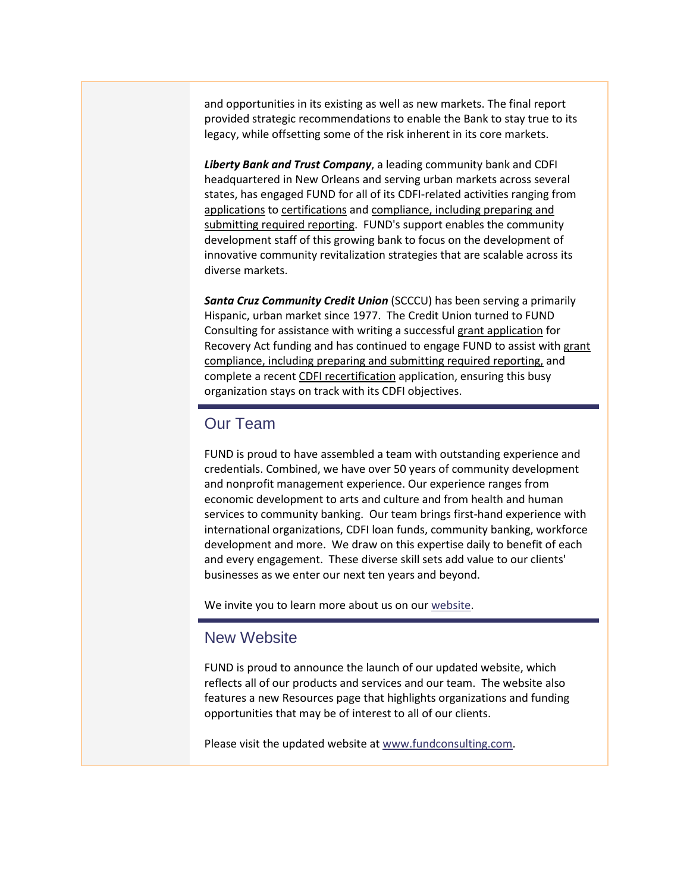and opportunities in its existing as well as new markets. The final report provided strategic recommendations to enable the Bank to stay true to its legacy, while offsetting some of the risk inherent in its core markets.

***Liberty Bank and Trust Company***, a leading community bank and CDFI headquartered in New Orleans and serving urban markets across several states, has engaged FUND for all of its CDFI-related activities ranging from applications to certifications and compliance, including preparing and submitting required reporting. FUND's support enables the community development staff of this growing bank to focus on the development of innovative community revitalization strategies that are scalable across its diverse markets.

***Santa Cruz Community Credit Union*** (SCCCU) has been serving a primarily Hispanic, urban market since 1977. The Credit Union turned to FUND Consulting for assistance with writing a successful grant application for Recovery Act funding and has continued to engage FUND to assist with grant compliance, including preparing and submitting required reporting, and complete a recent CDFI recertification application, ensuring this busy organization stays on track with its CDFI objectives.

## Our Team

FUND is proud to have assembled a team with outstanding experience and credentials. Combined, we have over 50 years of community development and nonprofit management experience. Our experience ranges from economic development to arts and culture and from health and human services to community banking. Our team brings first-hand experience with international organizations, CDFI loan funds, community banking, workforce development and more. We draw on this expertise daily to benefit of each and every engagement. These diverse skill sets add value to our clients' businesses as we enter our next ten years and beyond.

We invite you to learn more about us on our website.

## New Website

FUND is proud to announce the launch of our updated website, which reflects all of our products and services and our team. The website also features a new Resources page that highlights organizations and funding opportunities that may be of interest to all of our clients.

Please visit the updated website at www.fundconsulting.com.